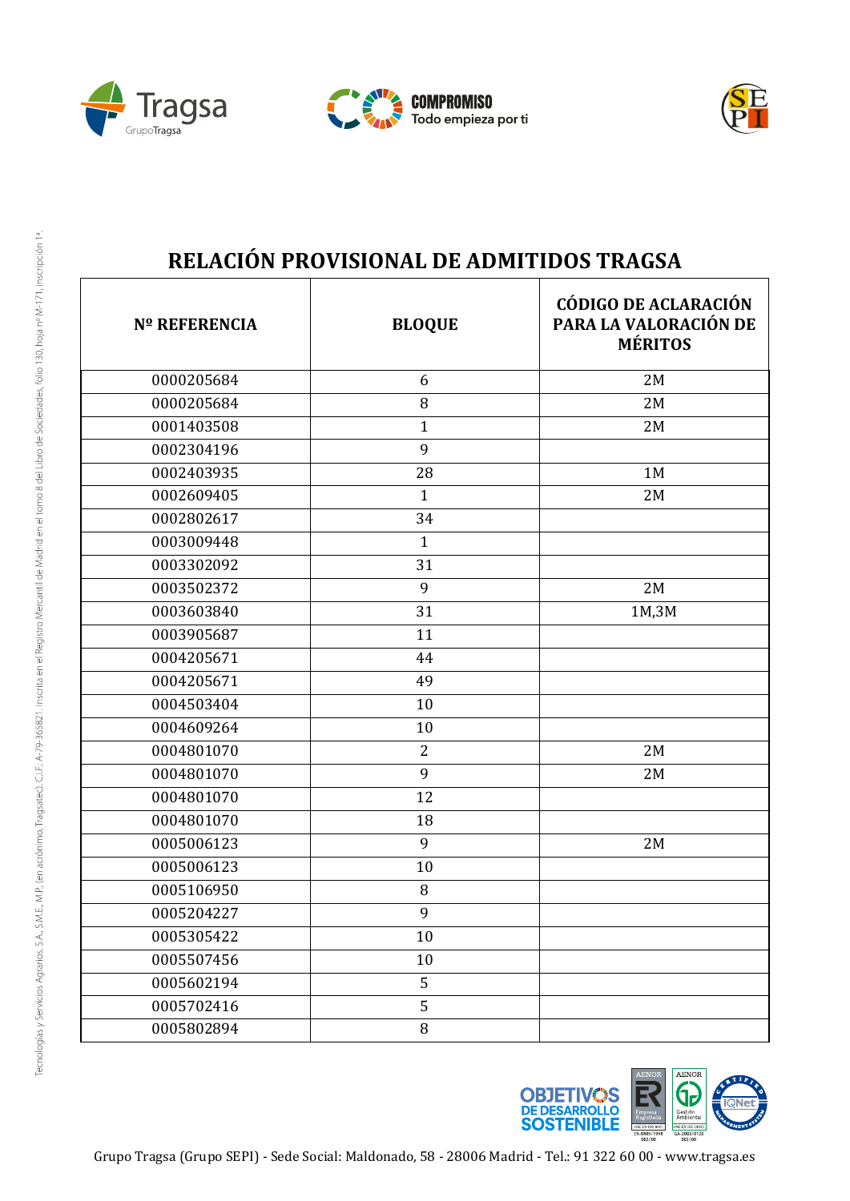# RELACIÓN PROVISIONAL DE ADMITIDOS TRAGSA

| Nº REFERENCIA | BLOQUE | CÓDIGO DE ACLARACIÓN PARA LA VALORACIÓN DE MÉRITOS |
|---|---|---|
| 0000205684 | 6 | 2M |
| 0000205684 | 8 | 2M |
| 0001403508 | 1 | 2M |
| 0002304196 | 9 | |
| 0002403935 | 28 | 1M |
| 0002609405 | 1 | 2M |
| 0002802617 | 34 | |
| 0003009448 | 1 | |
| 0003302092 | 31 | |
| 0003502372 | 9 | 2M |
| 0003603840 | 31 | 1M,3M |
| 0003905687 | 11 | |
| 0004205671 | 44 | |
| 0004205671 | 49 | |
| 0004503404 | 10 | |
| 0004609264 | 10 | |
| 0004801070 | 2 | 2M |
| 0004801070 | 9 | 2M |
| 0004801070 | 12 | |
| 0004801070 | 18 | |
| 0005006123 | 9 | 2M |
| 0005006123 | 10 | |
| 0005106950 | 8 | |
| 0005204227 | 9 | |
| 0005305422 | 10 | |
| 0005507456 | 10 | |
| 0005602194 | 5 | |
| 0005702416 | 5 | |
| 0005802894 | 8 | |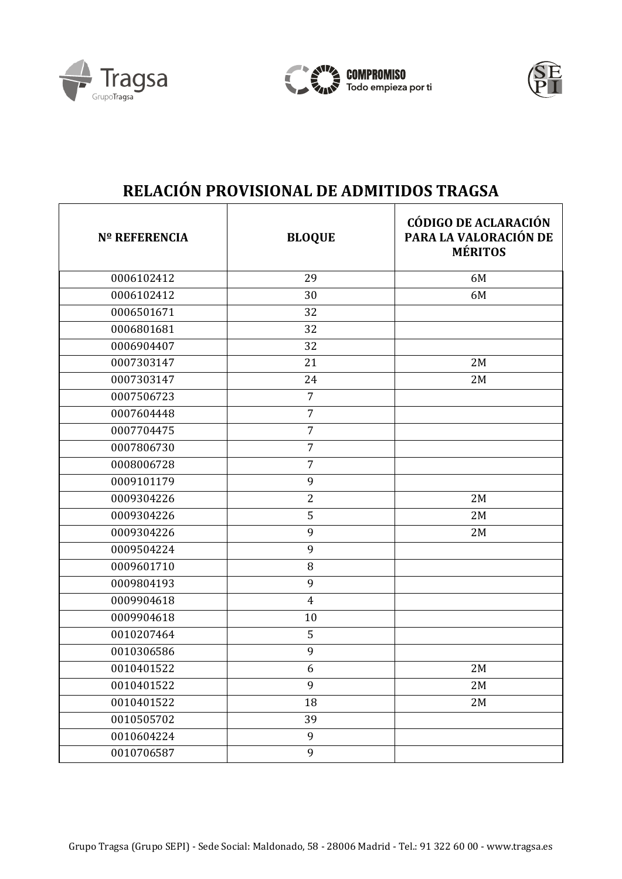# RELACIÓN PROVISIONAL DE ADMITIDOS TRAGSA

| Nº REFERENCIA | BLOQUE | CÓDIGO DE ACLARACIÓN PARA LA VALORACIÓN DE MÉRITOS |
|---|---|---|
| 0006102412 | 29 | 6M |
| 0006102412 | 30 | 6M |
| 0006501671 | 32 | |
| 0006801681 | 32 | |
| 0006904407 | 32 | |
| 0007303147 | 21 | 2M |
| 0007303147 | 24 | 2M |
| 0007506723 | 7 | |
| 0007604448 | 7 | |
| 0007704475 | 7 | |
| 0007806730 | 7 | |
| 0008006728 | 7 | |
| 0009101179 | 9 | |
| 0009304226 | 2 | 2M |
| 0009304226 | 5 | 2M |
| 0009304226 | 9 | 2M |
| 0009504224 | 9 | |
| 0009601710 | 8 | |
| 0009804193 | 9 | |
| 0009904618 | 4 | |
| 0009904618 | 10 | |
| 0010207464 | 5 | |
| 0010306586 | 9 | |
| 0010401522 | 6 | 2M |
| 0010401522 | 9 | 2M |
| 0010401522 | 18 | 2M |
| 0010505702 | 39 | |
| 0010604224 | 9 | |
| 0010706587 | 9 | |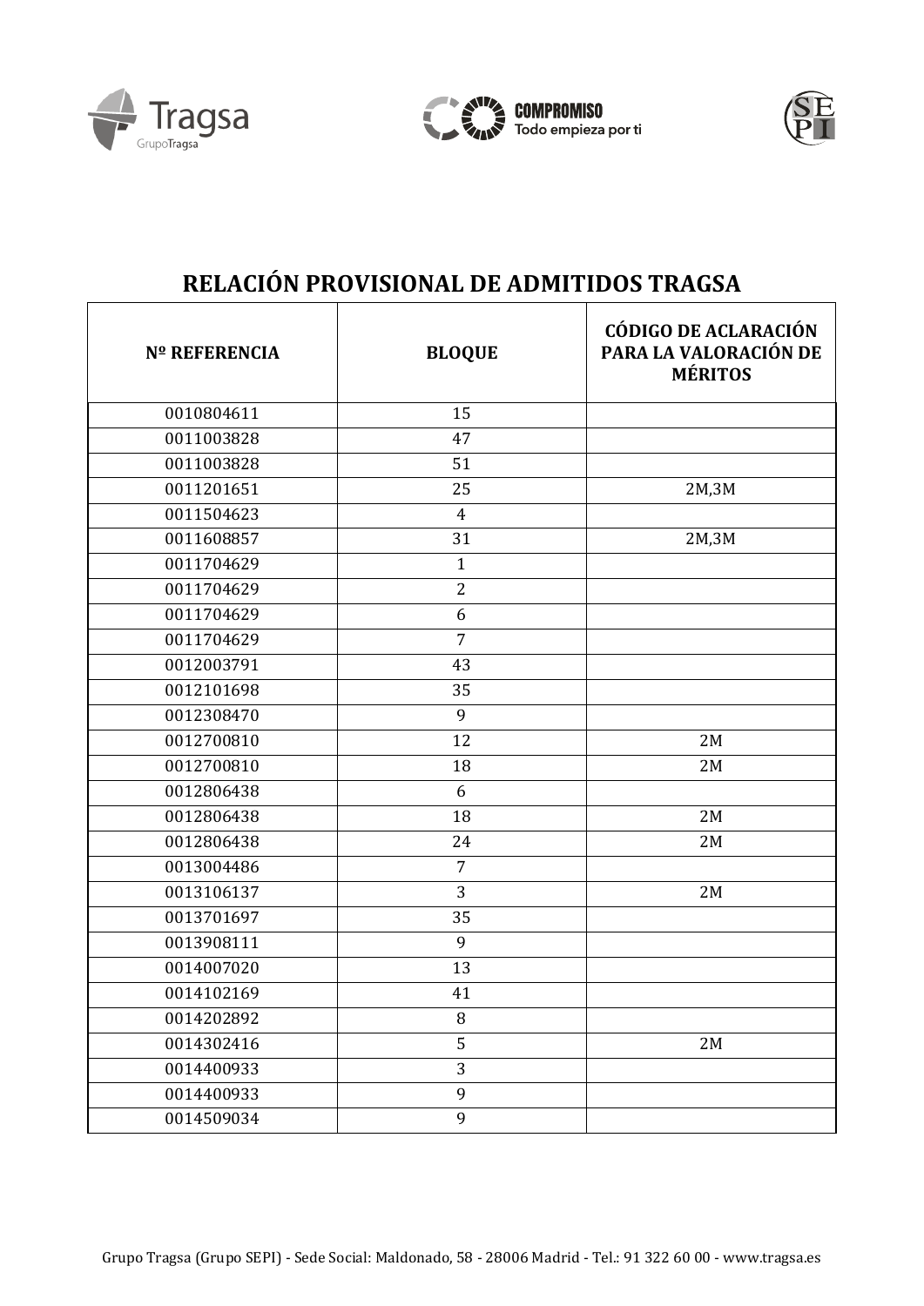## RELACIÓN PROVISIONAL DE ADMITIDOS TRAGSA

| Nº REFERENCIA | BLOQUE | CÓDIGO DE ACLARACIÓN PARA LA VALORACIÓN DE MÉRITOS |
|---|---|---|
| 0010804611 | 15 | |
| 0011003828 | 47 | |
| 0011003828 | 51 | |
| 0011201651 | 25 | 2M,3M |
| 0011504623 | 4 | |
| 0011608857 | 31 | 2M,3M |
| 0011704629 | 1 | |
| 0011704629 | 2 | |
| 0011704629 | 6 | |
| 0011704629 | 7 | |
| 0012003791 | 43 | |
| 0012101698 | 35 | |
| 0012308470 | 9 | |
| 0012700810 | 12 | 2M |
| 0012700810 | 18 | 2M |
| 0012806438 | 6 | |
| 0012806438 | 18 | 2M |
| 0012806438 | 24 | 2M |
| 0013004486 | 7 | |
| 0013106137 | 3 | 2M |
| 0013701697 | 35 | |
| 0013908111 | 9 | |
| 0014007020 | 13 | |
| 0014102169 | 41 | |
| 0014202892 | 8 | |
| 0014302416 | 5 | 2M |
| 0014400933 | 3 | |
| 0014400933 | 9 | |
| 0014509034 | 9 | |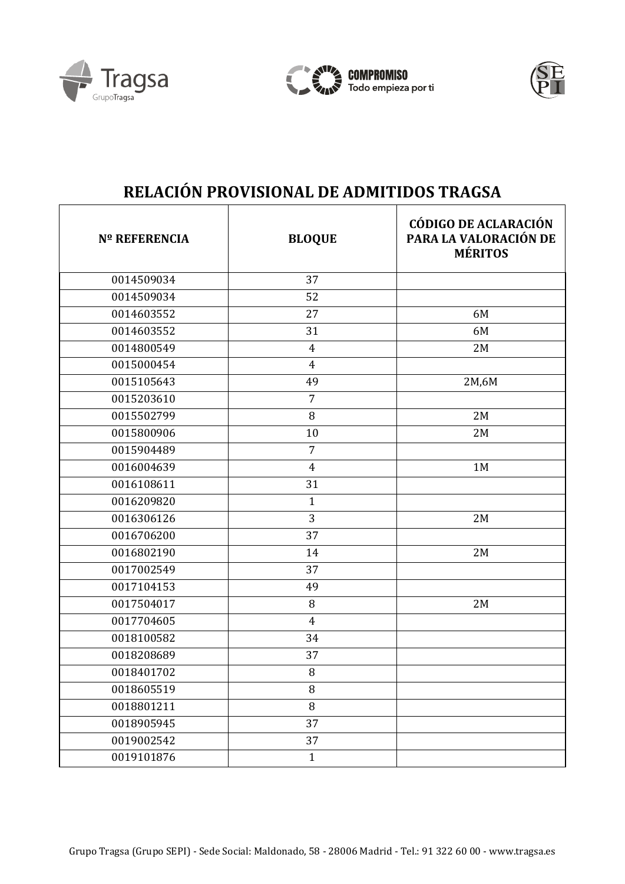# RELACIÓN PROVISIONAL DE ADMITIDOS TRAGSA

| Nº REFERENCIA | BLOQUE | CÓDIGO DE ACLARACIÓN PARA LA VALORACIÓN DE MÉRITOS |
|---|---|---|
| 0014509034 | 37 | |
| 0014509034 | 52 | |
| 0014603552 | 27 | 6M |
| 0014603552 | 31 | 6M |
| 0014800549 | 4 | 2M |
| 0015000454 | 4 | |
| 0015105643 | 49 | 2M,6M |
| 0015203610 | 7 | |
| 0015502799 | 8 | 2M |
| 0015800906 | 10 | 2M |
| 0015904489 | 7 | |
| 0016004639 | 4 | 1M |
| 0016108611 | 31 | |
| 0016209820 | 1 | |
| 0016306126 | 3 | 2M |
| 0016706200 | 37 | |
| 0016802190 | 14 | 2M |
| 0017002549 | 37 | |
| 0017104153 | 49 | |
| 0017504017 | 8 | 2M |
| 0017704605 | 4 | |
| 0018100582 | 34 | |
| 0018208689 | 37 | |
| 0018401702 | 8 | |
| 0018605519 | 8 | |
| 0018801211 | 8 | |
| 0018905945 | 37 | |
| 0019002542 | 37 | |
| 0019101876 | 1 | |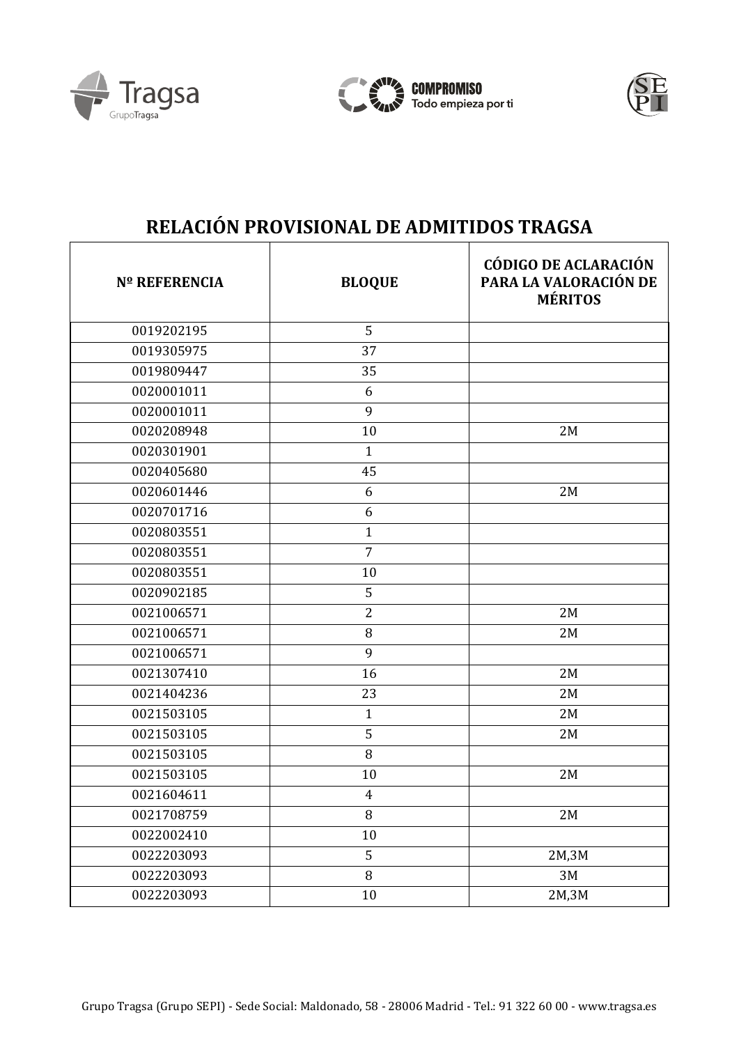# RELACIÓN PROVISIONAL DE ADMITIDOS TRAGSA

| Nº REFERENCIA | BLOQUE | CÓDIGO DE ACLARACIÓN PARA LA VALORACIÓN DE MÉRITOS |
|---|---|---|
| 0019202195 | 5 | |
| 0019305975 | 37 | |
| 0019809447 | 35 | |
| 0020001011 | 6 | |
| 0020001011 | 9 | |
| 0020208948 | 10 | 2M |
| 0020301901 | 1 | |
| 0020405680 | 45 | |
| 0020601446 | 6 | 2M |
| 0020701716 | 6 | |
| 0020803551 | 1 | |
| 0020803551 | 7 | |
| 0020803551 | 10 | |
| 0020902185 | 5 | |
| 0021006571 | 2 | 2M |
| 0021006571 | 8 | 2M |
| 0021006571 | 9 | |
| 0021307410 | 16 | 2M |
| 0021404236 | 23 | 2M |
| 0021503105 | 1 | 2M |
| 0021503105 | 5 | 2M |
| 0021503105 | 8 | |
| 0021503105 | 10 | 2M |
| 0021604611 | 4 | |
| 0021708759 | 8 | 2M |
| 0022002410 | 10 | |
| 0022203093 | 5 | 2M,3M |
| 0022203093 | 8 | 3M |
| 0022203093 | 10 | 2M,3M |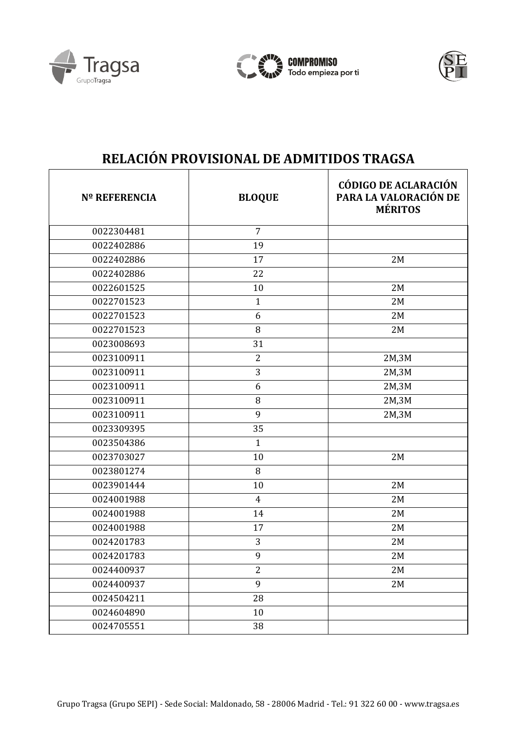# RELACIÓN PROVISIONAL DE ADMITIDOS TRAGSA

| Nº REFERENCIA | BLOQUE | CÓDIGO DE ACLARACIÓN PARA LA VALORACIÓN DE MÉRITOS |
|---|---|---|
| 0022304481 | 7 | |
| 0022402886 | 19 | |
| 0022402886 | 17 | 2M |
| 0022402886 | 22 | |
| 0022601525 | 10 | 2M |
| 0022701523 | 1 | 2M |
| 0022701523 | 6 | 2M |
| 0022701523 | 8 | 2M |
| 0023008693 | 31 | |
| 0023100911 | 2 | 2M,3M |
| 0023100911 | 3 | 2M,3M |
| 0023100911 | 6 | 2M,3M |
| 0023100911 | 8 | 2M,3M |
| 0023100911 | 9 | 2M,3M |
| 0023309395 | 35 | |
| 0023504386 | 1 | |
| 0023703027 | 10 | 2M |
| 0023801274 | 8 | |
| 0023901444 | 10 | 2M |
| 0024001988 | 4 | 2M |
| 0024001988 | 14 | 2M |
| 0024001988 | 17 | 2M |
| 0024201783 | 3 | 2M |
| 0024201783 | 9 | 2M |
| 0024400937 | 2 | 2M |
| 0024400937 | 9 | 2M |
| 0024504211 | 28 | |
| 0024604890 | 10 | |
| 0024705551 | 38 | |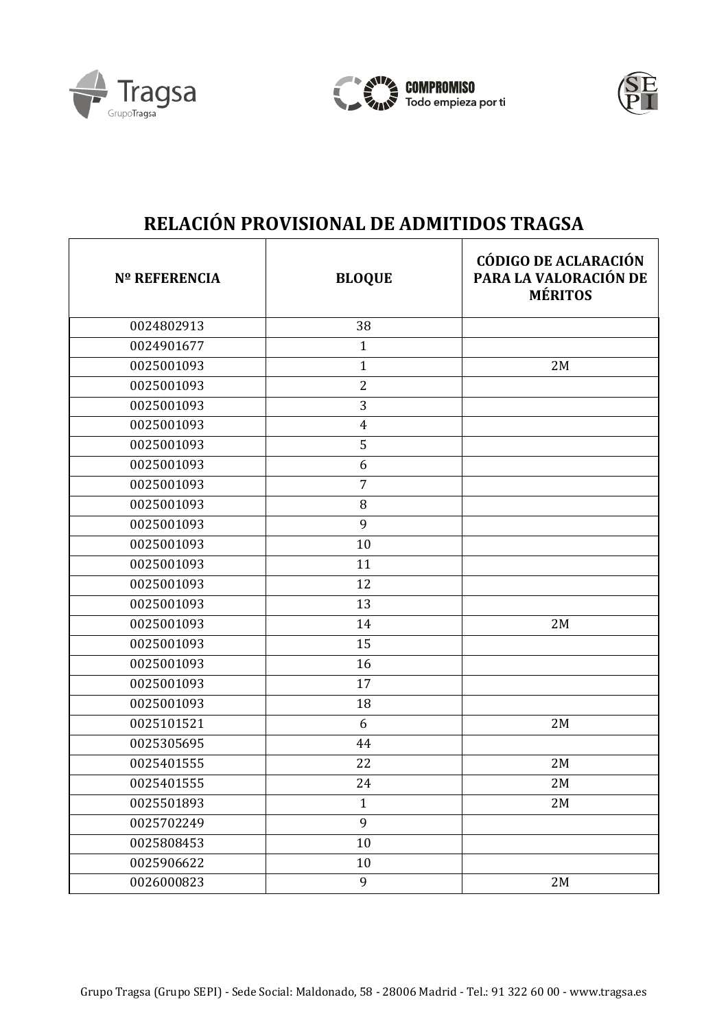# RELACIÓN PROVISIONAL DE ADMITIDOS TRAGSA

| Nº REFERENCIA | BLOQUE | CÓDIGO DE ACLARACIÓN PARA LA VALORACIÓN DE MÉRITOS |
|---|---|---|
| 0024802913 | 38 | |
| 0024901677 | 1 | |
| 0025001093 | 1 | 2M |
| 0025001093 | 2 | |
| 0025001093 | 3 | |
| 0025001093 | 4 | |
| 0025001093 | 5 | |
| 0025001093 | 6 | |
| 0025001093 | 7 | |
| 0025001093 | 8 | |
| 0025001093 | 9 | |
| 0025001093 | 10 | |
| 0025001093 | 11 | |
| 0025001093 | 12 | |
| 0025001093 | 13 | |
| 0025001093 | 14 | 2M |
| 0025001093 | 15 | |
| 0025001093 | 16 | |
| 0025001093 | 17 | |
| 0025001093 | 18 | |
| 0025101521 | 6 | 2M |
| 0025305695 | 44 | |
| 0025401555 | 22 | 2M |
| 0025401555 | 24 | 2M |
| 0025501893 | 1 | 2M |
| 0025702249 | 9 | |
| 0025808453 | 10 | |
| 0025906622 | 10 | |
| 0026000823 | 9 | 2M |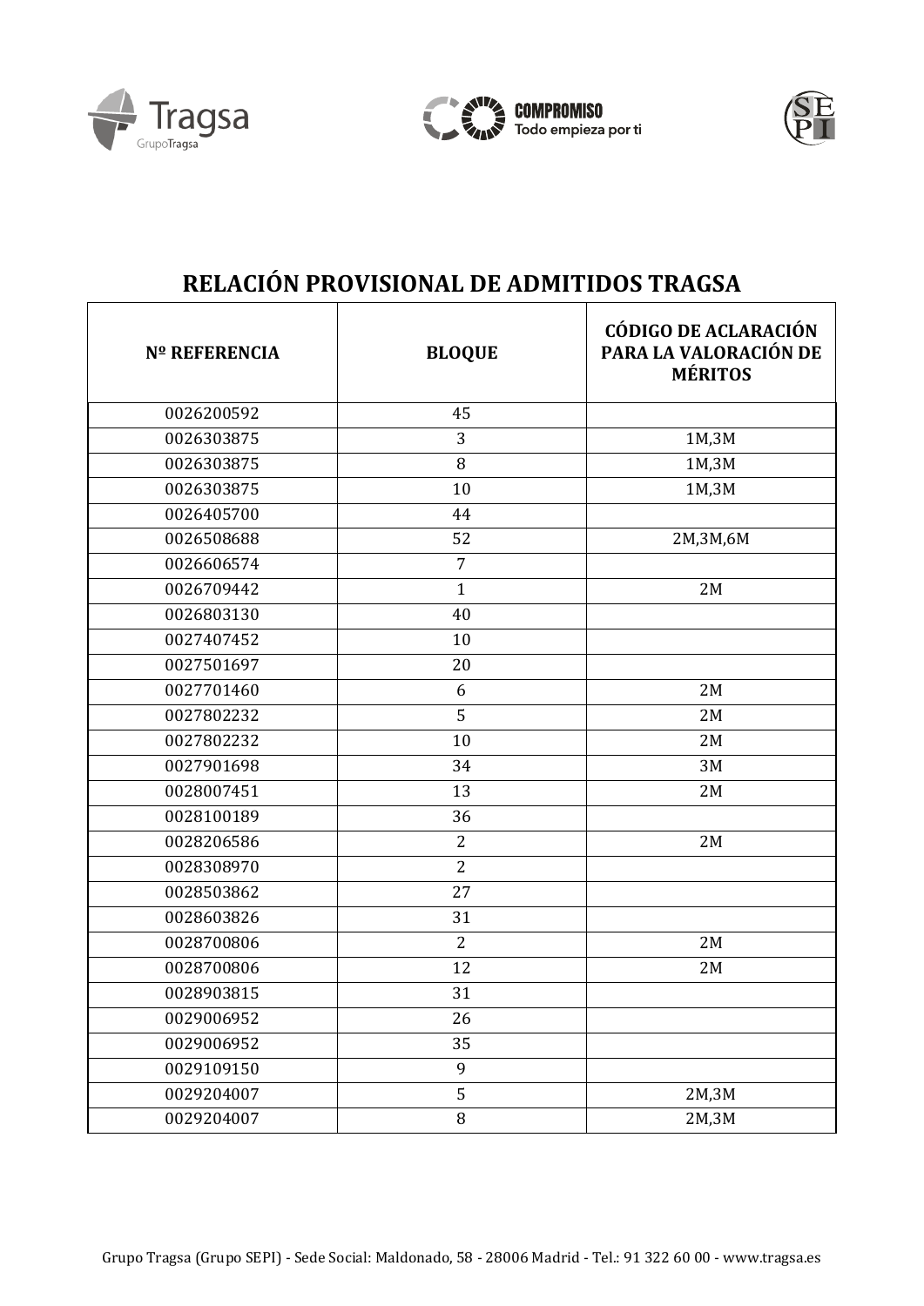## RELACIÓN PROVISIONAL DE ADMITIDOS TRAGSA

| Nº REFERENCIA | BLOQUE | CÓDIGO DE ACLARACIÓN PARA LA VALORACIÓN DE MÉRITOS |
|---|---|---|
| 0026200592 | 45 | |
| 0026303875 | 3 | 1M,3M |
| 0026303875 | 8 | 1M,3M |
| 0026303875 | 10 | 1M,3M |
| 0026405700 | 44 | |
| 0026508688 | 52 | 2M,3M,6M |
| 0026606574 | 7 | |
| 0026709442 | 1 | 2M |
| 0026803130 | 40 | |
| 0027407452 | 10 | |
| 0027501697 | 20 | |
| 0027701460 | 6 | 2M |
| 0027802232 | 5 | 2M |
| 0027802232 | 10 | 2M |
| 0027901698 | 34 | 3M |
| 0028007451 | 13 | 2M |
| 0028100189 | 36 | |
| 0028206586 | 2 | 2M |
| 0028308970 | 2 | |
| 0028503862 | 27 | |
| 0028603826 | 31 | |
| 0028700806 | 2 | 2M |
| 0028700806 | 12 | 2M |
| 0028903815 | 31 | |
| 0029006952 | 26 | |
| 0029006952 | 35 | |
| 0029109150 | 9 | |
| 0029204007 | 5 | 2M,3M |
| 0029204007 | 8 | 2M,3M |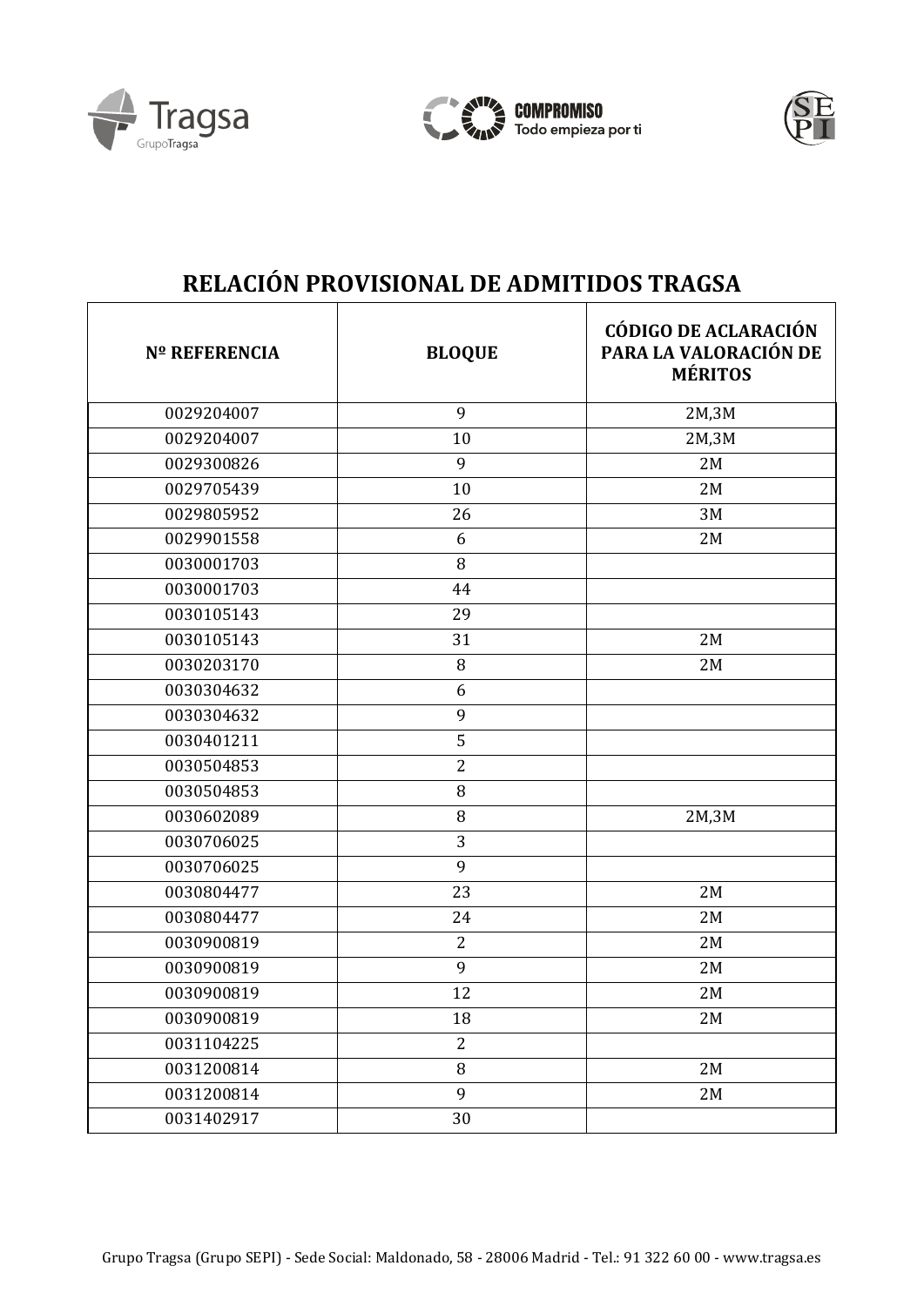## RELACIÓN PROVISIONAL DE ADMITIDOS TRAGSA

| Nº REFERENCIA | BLOQUE | CÓDIGO DE ACLARACIÓN PARA LA VALORACIÓN DE MÉRITOS |
|---|---|---|
| 0029204007 | 9 | 2M,3M |
| 0029204007 | 10 | 2M,3M |
| 0029300826 | 9 | 2M |
| 0029705439 | 10 | 2M |
| 0029805952 | 26 | 3M |
| 0029901558 | 6 | 2M |
| 0030001703 | 8 | |
| 0030001703 | 44 | |
| 0030105143 | 29 | |
| 0030105143 | 31 | 2M |
| 0030203170 | 8 | 2M |
| 0030304632 | 6 | |
| 0030304632 | 9 | |
| 0030401211 | 5 | |
| 0030504853 | 2 | |
| 0030504853 | 8 | |
| 0030602089 | 8 | 2M,3M |
| 0030706025 | 3 | |
| 0030706025 | 9 | |
| 0030804477 | 23 | 2M |
| 0030804477 | 24 | 2M |
| 0030900819 | 2 | 2M |
| 0030900819 | 9 | 2M |
| 0030900819 | 12 | 2M |
| 0030900819 | 18 | 2M |
| 0031104225 | 2 | |
| 0031200814 | 8 | 2M |
| 0031200814 | 9 | 2M |
| 0031402917 | 30 | |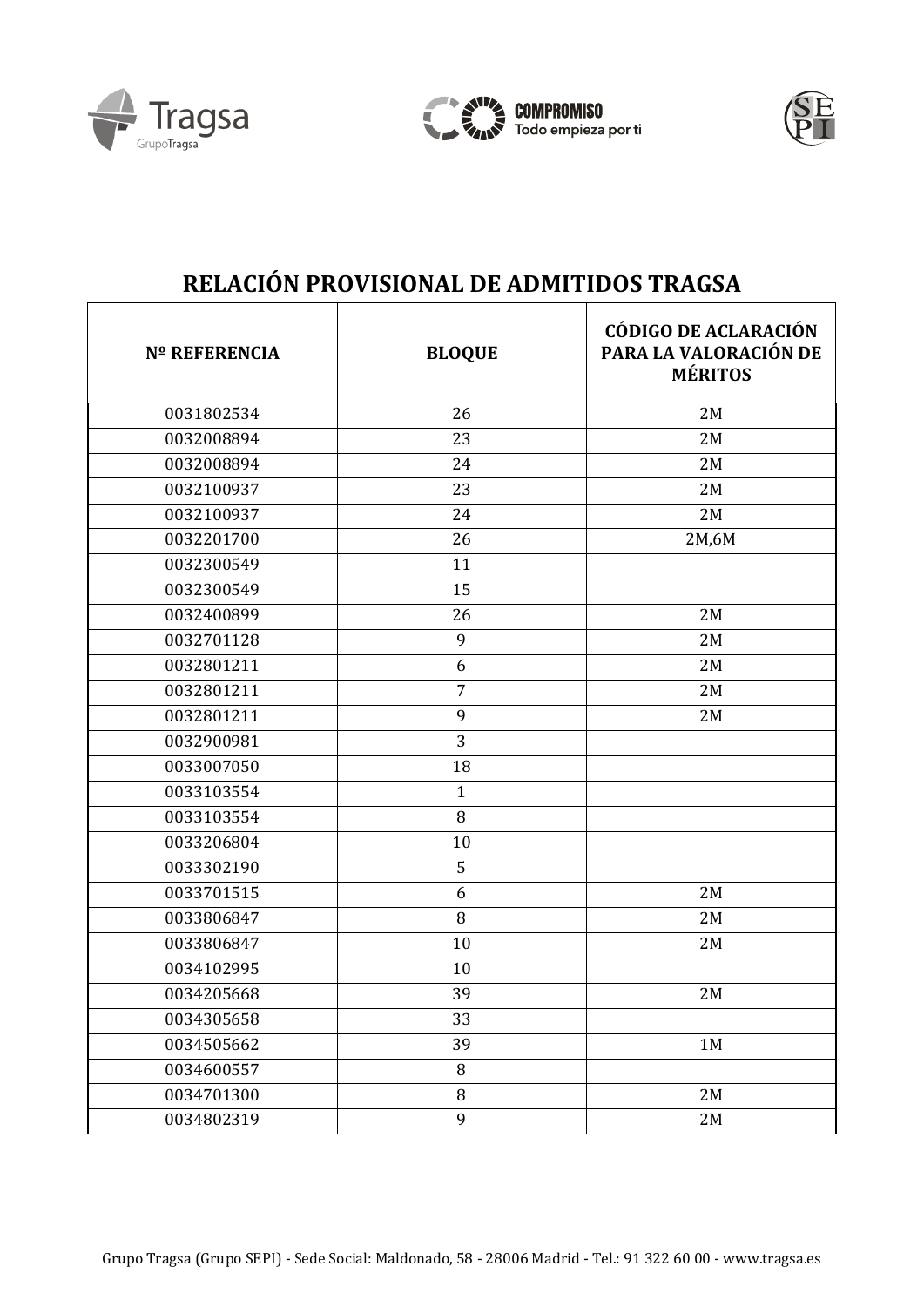# RELACIÓN PROVISIONAL DE ADMITIDOS TRAGSA

| Nº REFERENCIA | BLOQUE | CÓDIGO DE ACLARACIÓN PARA LA VALORACIÓN DE MÉRITOS |
|---|---|---|
| 0031802534 | 26 | 2M |
| 0032008894 | 23 | 2M |
| 0032008894 | 24 | 2M |
| 0032100937 | 23 | 2M |
| 0032100937 | 24 | 2M |
| 0032201700 | 26 | 2M,6M |
| 0032300549 | 11 | |
| 0032300549 | 15 | |
| 0032400899 | 26 | 2M |
| 0032701128 | 9 | 2M |
| 0032801211 | 6 | 2M |
| 0032801211 | 7 | 2M |
| 0032801211 | 9 | 2M |
| 0032900981 | 3 | |
| 0033007050 | 18 | |
| 0033103554 | 1 | |
| 0033103554 | 8 | |
| 0033206804 | 10 | |
| 0033302190 | 5 | |
| 0033701515 | 6 | 2M |
| 0033806847 | 8 | 2M |
| 0033806847 | 10 | 2M |
| 0034102995 | 10 | |
| 0034205668 | 39 | 2M |
| 0034305658 | 33 | |
| 0034505662 | 39 | 1M |
| 0034600557 | 8 | |
| 0034701300 | 8 | 2M |
| 0034802319 | 9 | 2M |

Grupo Tragsa (Grupo SEPI) - Sede Social: Maldonado, 58 - 28006 Madrid - Tel.: 91 322 60 00 - www.tragsa.es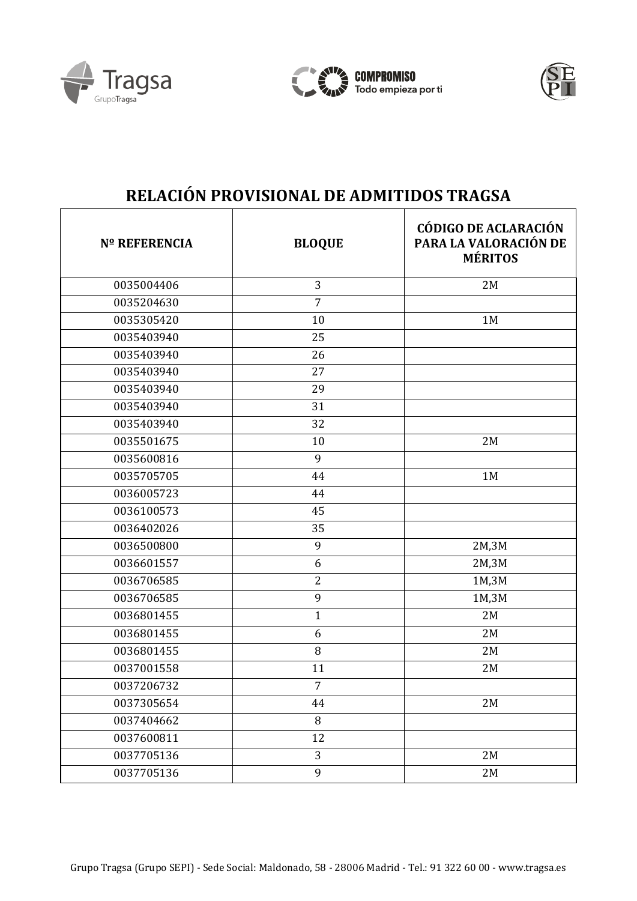# RELACIÓN PROVISIONAL DE ADMITIDOS TRAGSA

| Nº REFERENCIA | BLOQUE | CÓDIGO DE ACLARACIÓN PARA LA VALORACIÓN DE MÉRITOS |
|---|---|---|
| 0035004406 | 3 | 2M |
| 0035204630 | 7 | |
| 0035305420 | 10 | 1M |
| 0035403940 | 25 | |
| 0035403940 | 26 | |
| 0035403940 | 27 | |
| 0035403940 | 29 | |
| 0035403940 | 31 | |
| 0035403940 | 32 | |
| 0035501675 | 10 | 2M |
| 0035600816 | 9 | |
| 0035705705 | 44 | 1M |
| 0036005723 | 44 | |
| 0036100573 | 45 | |
| 0036402026 | 35 | |
| 0036500800 | 9 | 2M,3M |
| 0036601557 | 6 | 2M,3M |
| 0036706585 | 2 | 1M,3M |
| 0036706585 | 9 | 1M,3M |
| 0036801455 | 1 | 2M |
| 0036801455 | 6 | 2M |
| 0036801455 | 8 | 2M |
| 0037001558 | 11 | 2M |
| 0037206732 | 7 | |
| 0037305654 | 44 | 2M |
| 0037404662 | 8 | |
| 0037600811 | 12 | |
| 0037705136 | 3 | 2M |
| 0037705136 | 9 | 2M |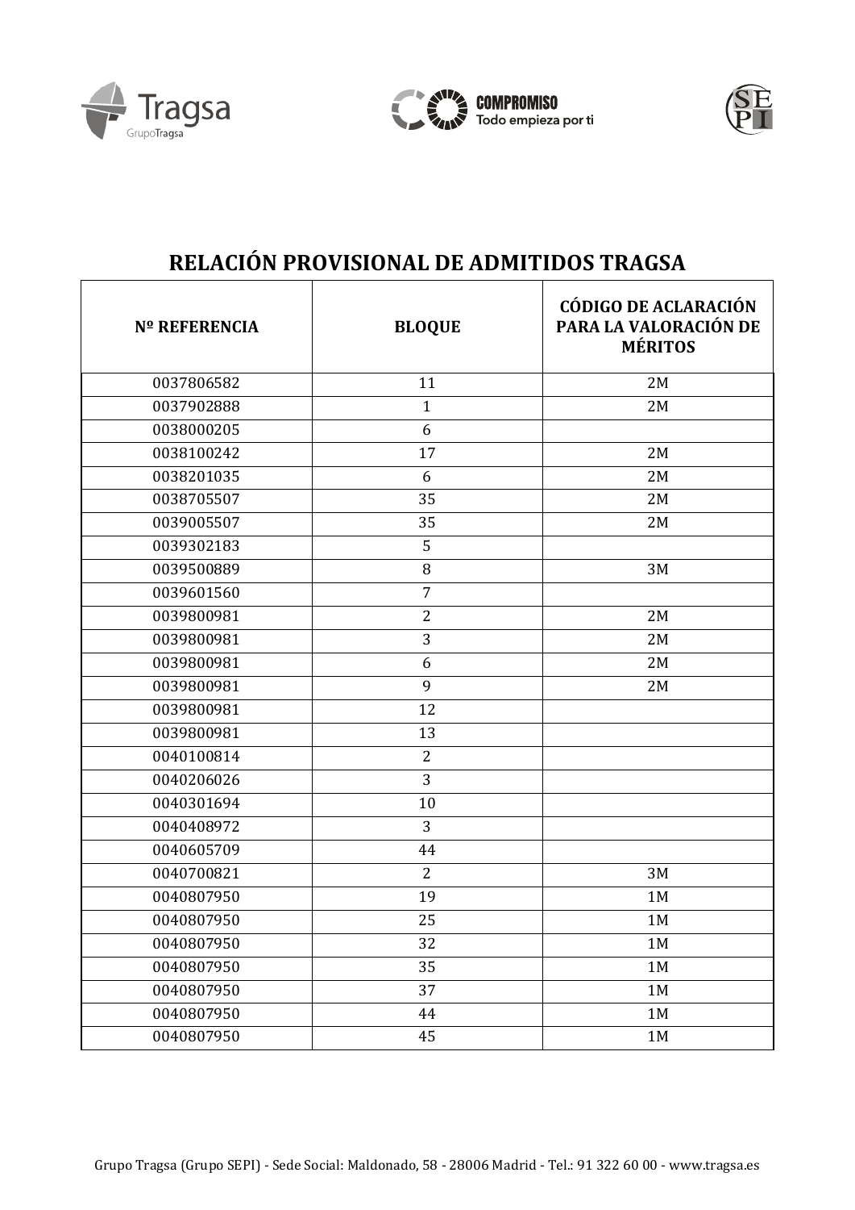# RELACIÓN PROVISIONAL DE ADMITIDOS TRAGSA

| Nº REFERENCIA | BLOQUE | CÓDIGO DE ACLARACIÓN PARA LA VALORACIÓN DE MÉRITOS |
|---|---|---|
| 0037806582 | 11 | 2M |
| 0037902888 | 1 | 2M |
| 0038000205 | 6 | |
| 0038100242 | 17 | 2M |
| 0038201035 | 6 | 2M |
| 0038705507 | 35 | 2M |
| 0039005507 | 35 | 2M |
| 0039302183 | 5 | |
| 0039500889 | 8 | 3M |
| 0039601560 | 7 | |
| 0039800981 | 2 | 2M |
| 0039800981 | 3 | 2M |
| 0039800981 | 6 | 2M |
| 0039800981 | 9 | 2M |
| 0039800981 | 12 | |
| 0039800981 | 13 | |
| 0040100814 | 2 | |
| 0040206026 | 3 | |
| 0040301694 | 10 | |
| 0040408972 | 3 | |
| 0040605709 | 44 | |
| 0040700821 | 2 | 3M |
| 0040807950 | 19 | 1M |
| 0040807950 | 25 | 1M |
| 0040807950 | 32 | 1M |
| 0040807950 | 35 | 1M |
| 0040807950 | 37 | 1M |
| 0040807950 | 44 | 1M |
| 0040807950 | 45 | 1M |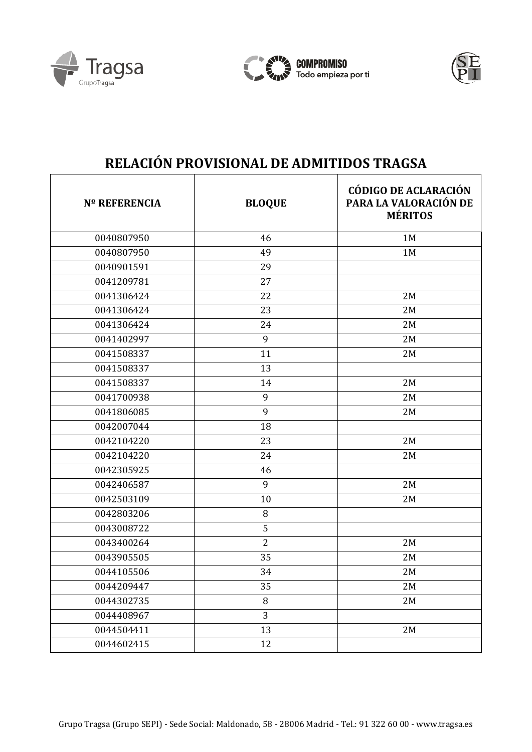# RELACIÓN PROVISIONAL DE ADMITIDOS TRAGSA

| Nº REFERENCIA | BLOQUE | CÓDIGO DE ACLARACIÓN PARA LA VALORACIÓN DE MÉRITOS |
|---|---|---|
| 0040807950 | 46 | 1M |
| 0040807950 | 49 | 1M |
| 0040901591 | 29 | |
| 0041209781 | 27 | |
| 0041306424 | 22 | 2M |
| 0041306424 | 23 | 2M |
| 0041306424 | 24 | 2M |
| 0041402997 | 9 | 2M |
| 0041508337 | 11 | 2M |
| 0041508337 | 13 | |
| 0041508337 | 14 | 2M |
| 0041700938 | 9 | 2M |
| 0041806085 | 9 | 2M |
| 0042007044 | 18 | |
| 0042104220 | 23 | 2M |
| 0042104220 | 24 | 2M |
| 0042305925 | 46 | |
| 0042406587 | 9 | 2M |
| 0042503109 | 10 | 2M |
| 0042803206 | 8 | |
| 0043008722 | 5 | |
| 0043400264 | 2 | 2M |
| 0043905505 | 35 | 2M |
| 0044105506 | 34 | 2M |
| 0044209447 | 35 | 2M |
| 0044302735 | 8 | 2M |
| 0044408967 | 3 | |
| 0044504411 | 13 | 2M |
| 0044602415 | 12 | |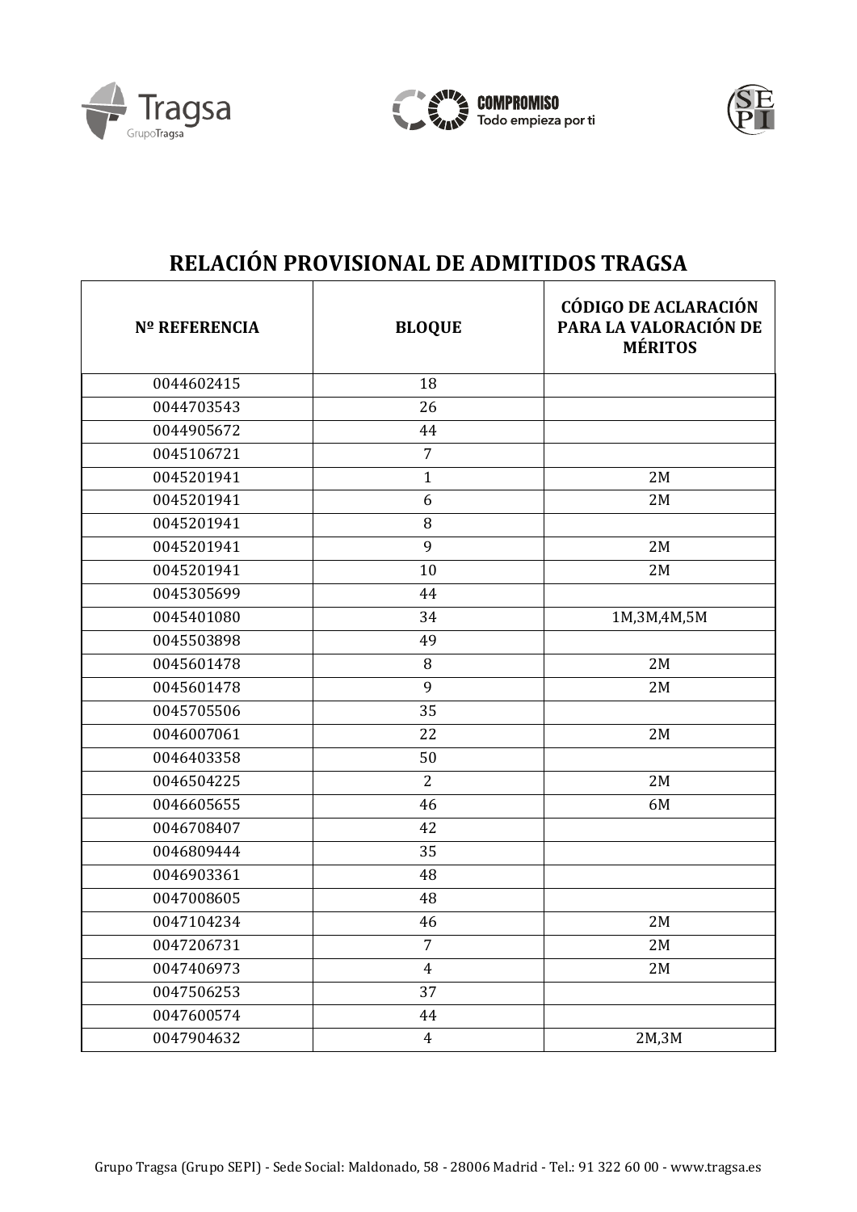## RELACIÓN PROVISIONAL DE ADMITIDOS TRAGSA

| Nº REFERENCIA | BLOQUE | CÓDIGO DE ACLARACIÓN PARA LA VALORACIÓN DE MÉRITOS |
|---|---|---|
| 0044602415 | 18 | |
| 0044703543 | 26 | |
| 0044905672 | 44 | |
| 0045106721 | 7 | |
| 0045201941 | 1 | 2M |
| 0045201941 | 6 | 2M |
| 0045201941 | 8 | |
| 0045201941 | 9 | 2M |
| 0045201941 | 10 | 2M |
| 0045305699 | 44 | |
| 0045401080 | 34 | 1M,3M,4M,5M |
| 0045503898 | 49 | |
| 0045601478 | 8 | 2M |
| 0045601478 | 9 | 2M |
| 0045705506 | 35 | |
| 0046007061 | 22 | 2M |
| 0046403358 | 50 | |
| 0046504225 | 2 | 2M |
| 0046605655 | 46 | 6M |
| 0046708407 | 42 | |
| 0046809444 | 35 | |
| 0046903361 | 48 | |
| 0047008605 | 48 | |
| 0047104234 | 46 | 2M |
| 0047206731 | 7 | 2M |
| 0047406973 | 4 | 2M |
| 0047506253 | 37 | |
| 0047600574 | 44 | |
| 0047904632 | 4 | 2M,3M |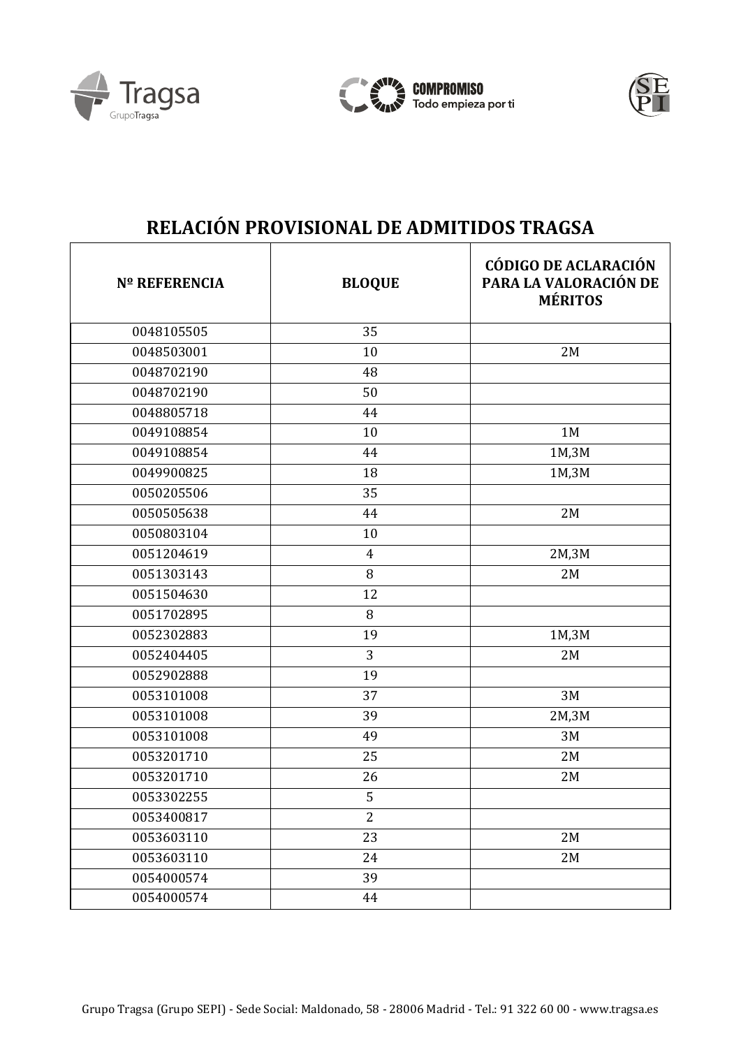# RELACIÓN PROVISIONAL DE ADMITIDOS TRAGSA

| Nº REFERENCIA | BLOQUE | CÓDIGO DE ACLARACIÓN PARA LA VALORACIÓN DE MÉRITOS |
|---|---|---|
| 0048105505 | 35 | |
| 0048503001 | 10 | 2M |
| 0048702190 | 48 | |
| 0048702190 | 50 | |
| 0048805718 | 44 | |
| 0049108854 | 10 | 1M |
| 0049108854 | 44 | 1M,3M |
| 0049900825 | 18 | 1M,3M |
| 0050205506 | 35 | |
| 0050505638 | 44 | 2M |
| 0050803104 | 10 | |
| 0051204619 | 4 | 2M,3M |
| 0051303143 | 8 | 2M |
| 0051504630 | 12 | |
| 0051702895 | 8 | |
| 0052302883 | 19 | 1M,3M |
| 0052404405 | 3 | 2M |
| 0052902888 | 19 | |
| 0053101008 | 37 | 3M |
| 0053101008 | 39 | 2M,3M |
| 0053101008 | 49 | 3M |
| 0053201710 | 25 | 2M |
| 0053201710 | 26 | 2M |
| 0053302255 | 5 | |
| 0053400817 | 2 | |
| 0053603110 | 23 | 2M |
| 0053603110 | 24 | 2M |
| 0054000574 | 39 | |
| 0054000574 | 44 | |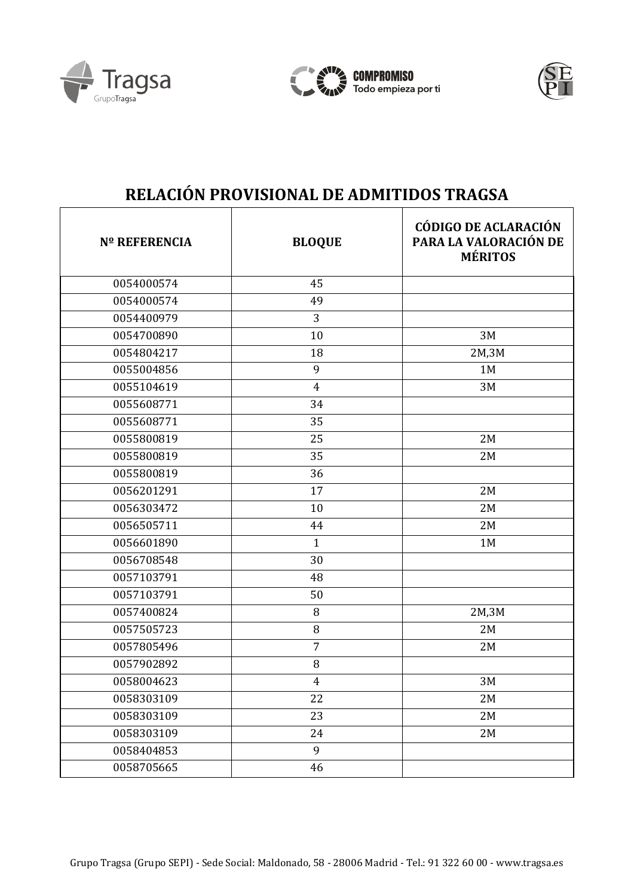# RELACIÓN PROVISIONAL DE ADMITIDOS TRAGSA

| Nº REFERENCIA | BLOQUE | CÓDIGO DE ACLARACIÓN PARA LA VALORACIÓN DE MÉRITOS |
|---|---|---|
| 0054000574 | 45 | |
| 0054000574 | 49 | |
| 0054400979 | 3 | |
| 0054700890 | 10 | 3M |
| 0054804217 | 18 | 2M,3M |
| 0055004856 | 9 | 1M |
| 0055104619 | 4 | 3M |
| 0055608771 | 34 | |
| 0055608771 | 35 | |
| 0055800819 | 25 | 2M |
| 0055800819 | 35 | 2M |
| 0055800819 | 36 | |
| 0056201291 | 17 | 2M |
| 0056303472 | 10 | 2M |
| 0056505711 | 44 | 2M |
| 0056601890 | 1 | 1M |
| 0056708548 | 30 | |
| 0057103791 | 48 | |
| 0057103791 | 50 | |
| 0057400824 | 8 | 2M,3M |
| 0057505723 | 8 | 2M |
| 0057805496 | 7 | 2M |
| 0057902892 | 8 | |
| 0058004623 | 4 | 3M |
| 0058303109 | 22 | 2M |
| 0058303109 | 23 | 2M |
| 0058303109 | 24 | 2M |
| 0058404853 | 9 | |
| 0058705665 | 46 | |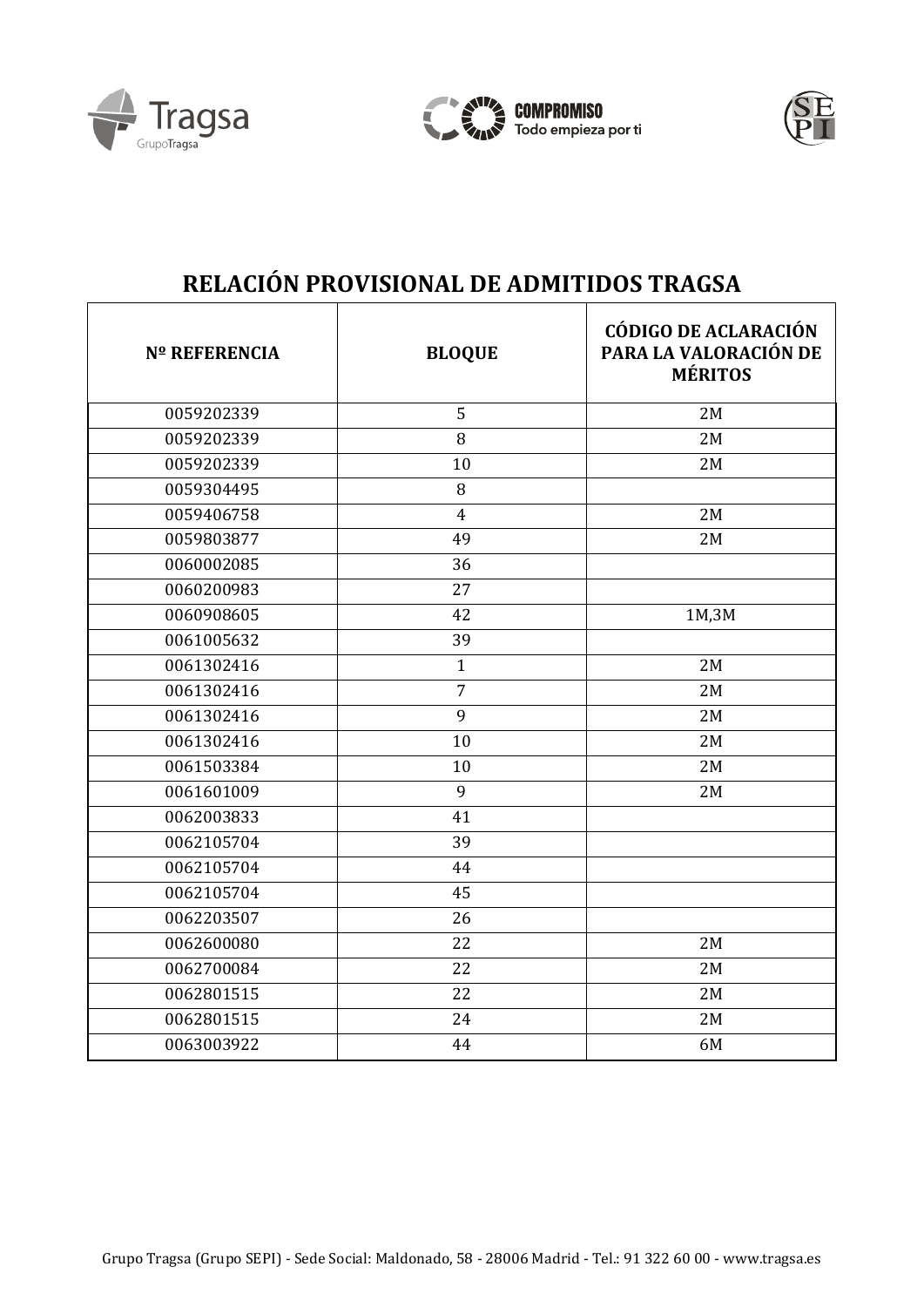# RELACIÓN PROVISIONAL DE ADMITIDOS TRAGSA

| Nº REFERENCIA | BLOQUE | CÓDIGO DE ACLARACIÓN PARA LA VALORACIÓN DE MÉRITOS |
|---|---|---|
| 0059202339 | 5 | 2M |
| 0059202339 | 8 | 2M |
| 0059202339 | 10 | 2M |
| 0059304495 | 8 | |
| 0059406758 | 4 | 2M |
| 0059803877 | 49 | 2M |
| 0060002085 | 36 | |
| 0060200983 | 27 | |
| 0060908605 | 42 | 1M,3M |
| 0061005632 | 39 | |
| 0061302416 | 1 | 2M |
| 0061302416 | 7 | 2M |
| 0061302416 | 9 | 2M |
| 0061302416 | 10 | 2M |
| 0061503384 | 10 | 2M |
| 0061601009 | 9 | 2M |
| 0062003833 | 41 | |
| 0062105704 | 39 | |
| 0062105704 | 44 | |
| 0062105704 | 45 | |
| 0062203507 | 26 | |
| 0062600080 | 22 | 2M |
| 0062700084 | 22 | 2M |
| 0062801515 | 22 | 2M |
| 0062801515 | 24 | 2M |
| 0063003922 | 44 | 6M |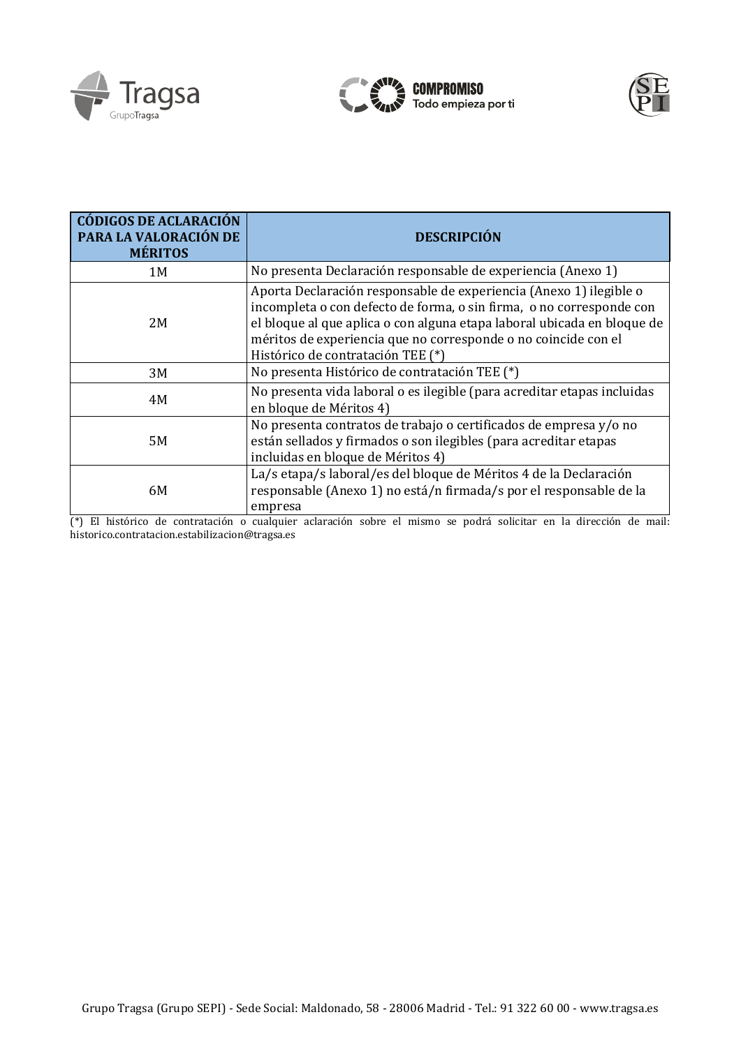| CÓDIGOS DE ACLARACIÓN PARA LA VALORACIÓN DE MÉRITOS | DESCRIPCIÓN |
|---|---|
| 1M | No presenta Declaración responsable de experiencia (Anexo 1) |
| 2M | Aporta Declaración responsable de experiencia (Anexo 1) ilegible o incompleta o con defecto de forma, o sin firma, o no corresponde con el bloque al que aplica o con alguna etapa laboral ubicada en bloque de méritos de experiencia que no corresponde o no coincide con el Histórico de contratación TEE (*) |
| 3M | No presenta Histórico de contratación TEE (*) |
| 4M | No presenta vida laboral o es ilegible (para acreditar etapas incluidas en bloque de Méritos 4) |
| 5M | No presenta contratos de trabajo o certificados de empresa y/o no están sellados y firmados o son ilegibles (para acreditar etapas incluidas en bloque de Méritos 4) |
| 6M | La/s etapa/s laboral/es del bloque de Méritos 4 de la Declaración responsable (Anexo 1) no está/n firmada/s por el responsable de la empresa |

(*) El histórico de contratación o cualquier aclaración sobre el mismo se podrá solicitar en la dirección de mail: historico.contratacion.estabilizacion@tragsa.es